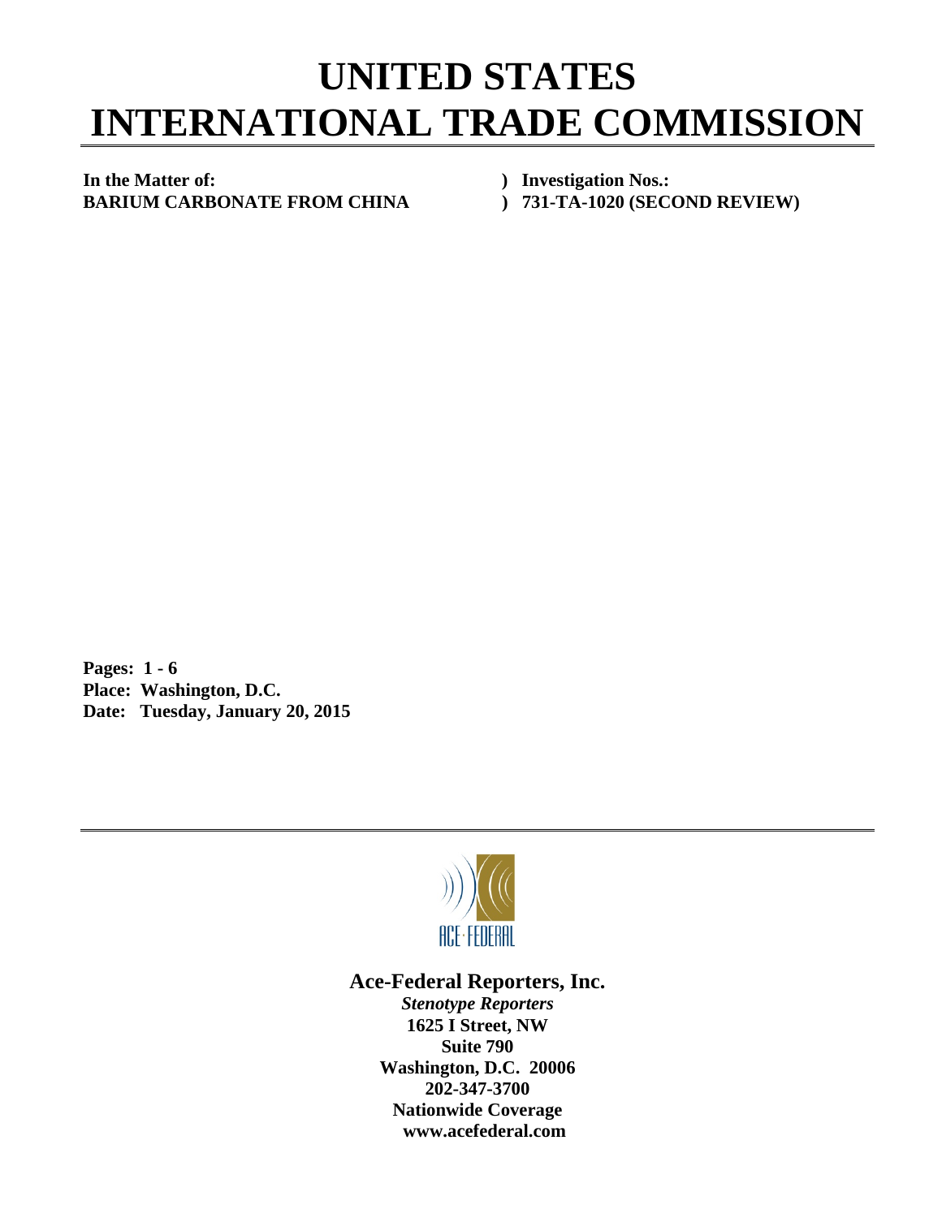# UNITED STATES INTERNATIONAL TRADE COMMISSION

| | |
|---|---|
| **In the Matter of:** | **) Investigation Nos.:** |
| **BARIUM CARBONATE FROM CHINA** | **) 731-TA-1020 (SECOND REVIEW)** |

**Pages: 1 - 6**
**Place: Washington, D.C.**
**Date: Tuesday, January 20, 2015**

ACE·FEDERAL

**Ace-Federal Reporters, Inc.**
***Stenotype Reporters***
**1625 I Street, NW**
**Suite 790**
**Washington, D.C. 20006**
**202-347-3700**
**Nationwide Coverage**
**www.acefederal.com**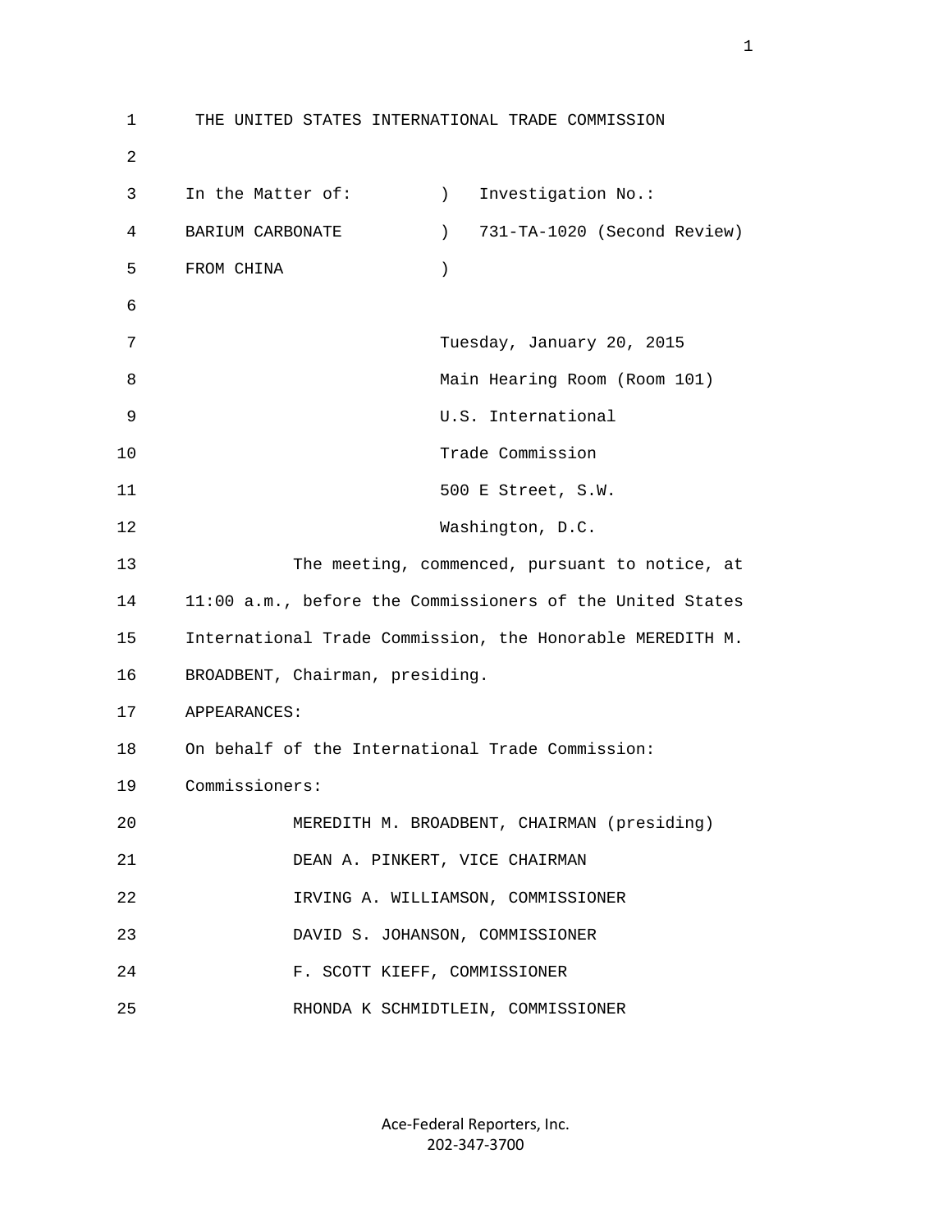THE UNITED STATES INTERNATIONAL TRADE COMMISSION

In the Matter of: ) Investigation No.:
BARIUM CARBONATE ) 731-TA-1020 (Second Review)
FROM CHINA )

Tuesday, January 20, 2015
Main Hearing Room (Room 101)
U.S. International
Trade Commission
500 E Street, S.W.
Washington, D.C.

The meeting, commenced, pursuant to notice, at 11:00 a.m., before the Commissioners of the United States International Trade Commission, the Honorable MEREDITH M. BROADBENT, Chairman, presiding.

APPEARANCES:

On behalf of the International Trade Commission:

Commissioners:

MEREDITH M. BROADBENT, CHAIRMAN (presiding)
DEAN A. PINKERT, VICE CHAIRMAN
IRVING A. WILLIAMSON, COMMISSIONER
DAVID S. JOHANSON, COMMISSIONER
F. SCOTT KIEFF, COMMISSIONER
RHONDA K SCHMIDTLEIN, COMMISSIONER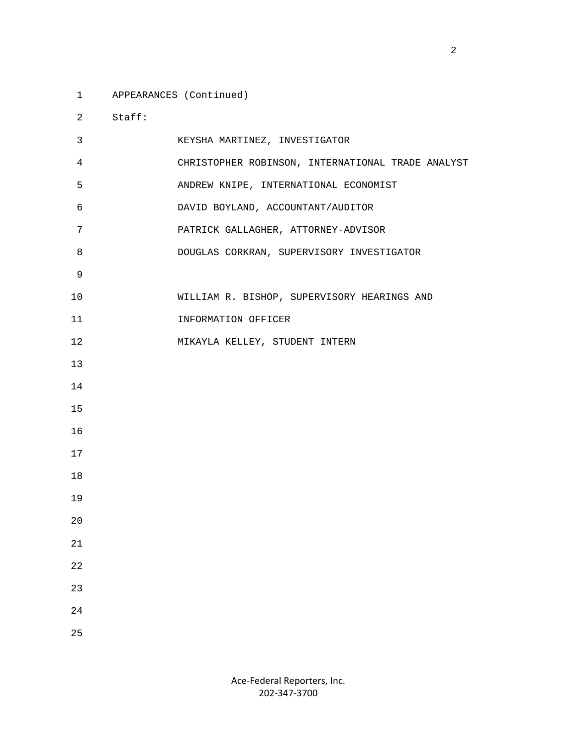APPEARANCES (Continued)

Staff:

KEYSHA MARTINEZ, INVESTIGATOR

CHRISTOPHER ROBINSON, INTERNATIONAL TRADE ANALYST

ANDREW KNIPE, INTERNATIONAL ECONOMIST

DAVID BOYLAND, ACCOUNTANT/AUDITOR

PATRICK GALLAGHER, ATTORNEY-ADVISOR

DOUGLAS CORKRAN, SUPERVISORY INVESTIGATOR

WILLIAM R. BISHOP, SUPERVISORY HEARINGS AND INFORMATION OFFICER

MIKAYLA KELLEY, STUDENT INTERN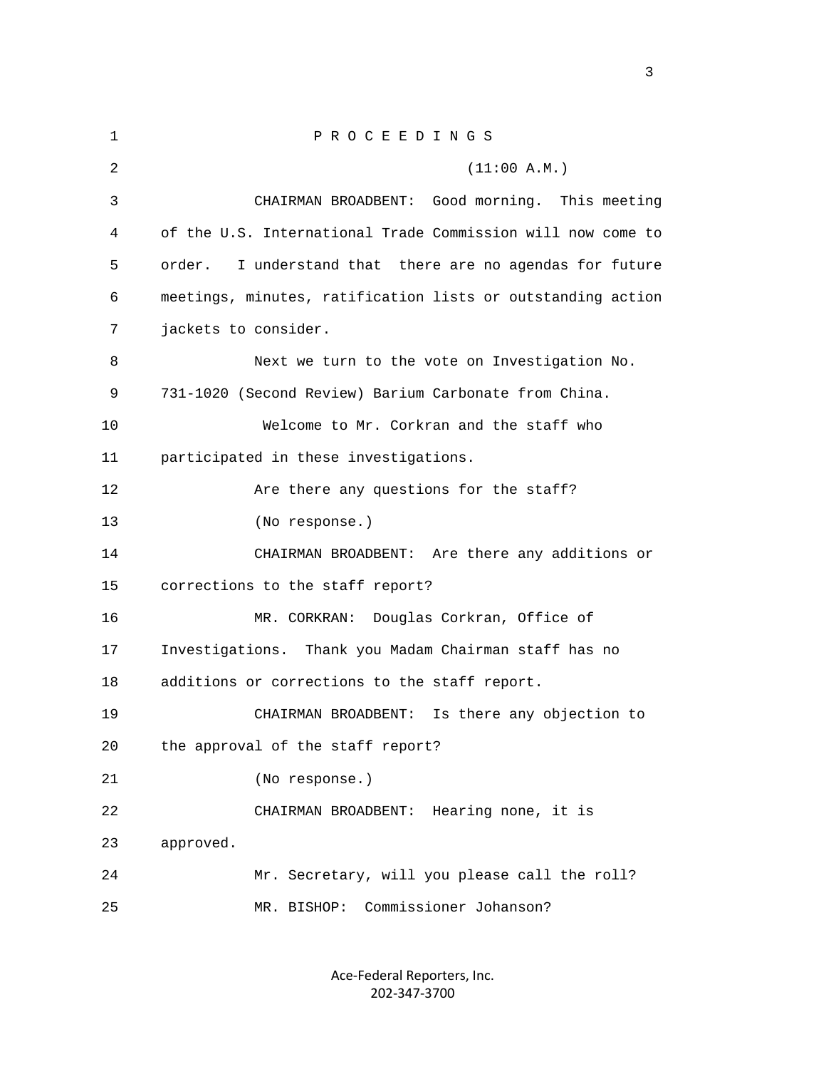P R O C E E D I N G S

(11:00 A.M.)

CHAIRMAN BROADBENT: Good morning. This meeting of the U.S. International Trade Commission will now come to order. I understand that there are no agendas for future meetings, minutes, ratification lists or outstanding action jackets to consider.

Next we turn to the vote on Investigation No. 731-1020 (Second Review) Barium Carbonate from China.

Welcome to Mr. Corkran and the staff who participated in these investigations.

Are there any questions for the staff?

(No response.)

CHAIRMAN BROADBENT: Are there any additions or corrections to the staff report?

MR. CORKRAN: Douglas Corkran, Office of Investigations. Thank you Madam Chairman staff has no additions or corrections to the staff report.

CHAIRMAN BROADBENT: Is there any objection to the approval of the staff report?

(No response.)

CHAIRMAN BROADBENT: Hearing none, it is approved.

Mr. Secretary, will you please call the roll?

MR. BISHOP: Commissioner Johanson?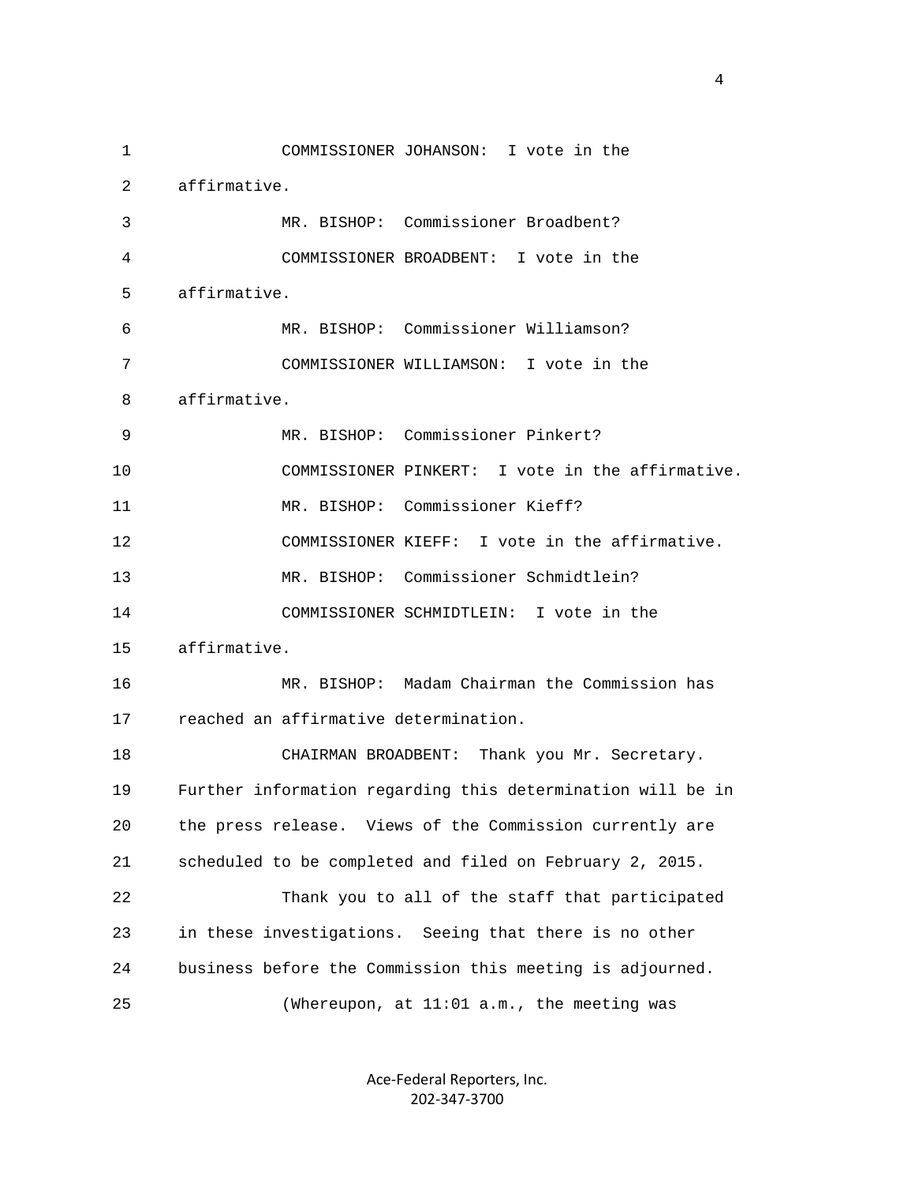COMMISSIONER JOHANSON: I vote in the affirmative.

MR. BISHOP: Commissioner Broadbent?

COMMISSIONER BROADBENT: I vote in the affirmative.

MR. BISHOP: Commissioner Williamson?

COMMISSIONER WILLIAMSON: I vote in the affirmative.

MR. BISHOP: Commissioner Pinkert?

COMMISSIONER PINKERT: I vote in the affirmative.

MR. BISHOP: Commissioner Kieff?

COMMISSIONER KIEFF: I vote in the affirmative.

MR. BISHOP: Commissioner Schmidtlein?

COMMISSIONER SCHMIDTLEIN: I vote in the affirmative.

MR. BISHOP: Madam Chairman the Commission has reached an affirmative determination.

CHAIRMAN BROADBENT: Thank you Mr. Secretary. Further information regarding this determination will be in the press release. Views of the Commission currently are scheduled to be completed and filed on February 2, 2015.

Thank you to all of the staff that participated in these investigations. Seeing that there is no other business before the Commission this meeting is adjourned.

(Whereupon, at 11:01 a.m., the meeting was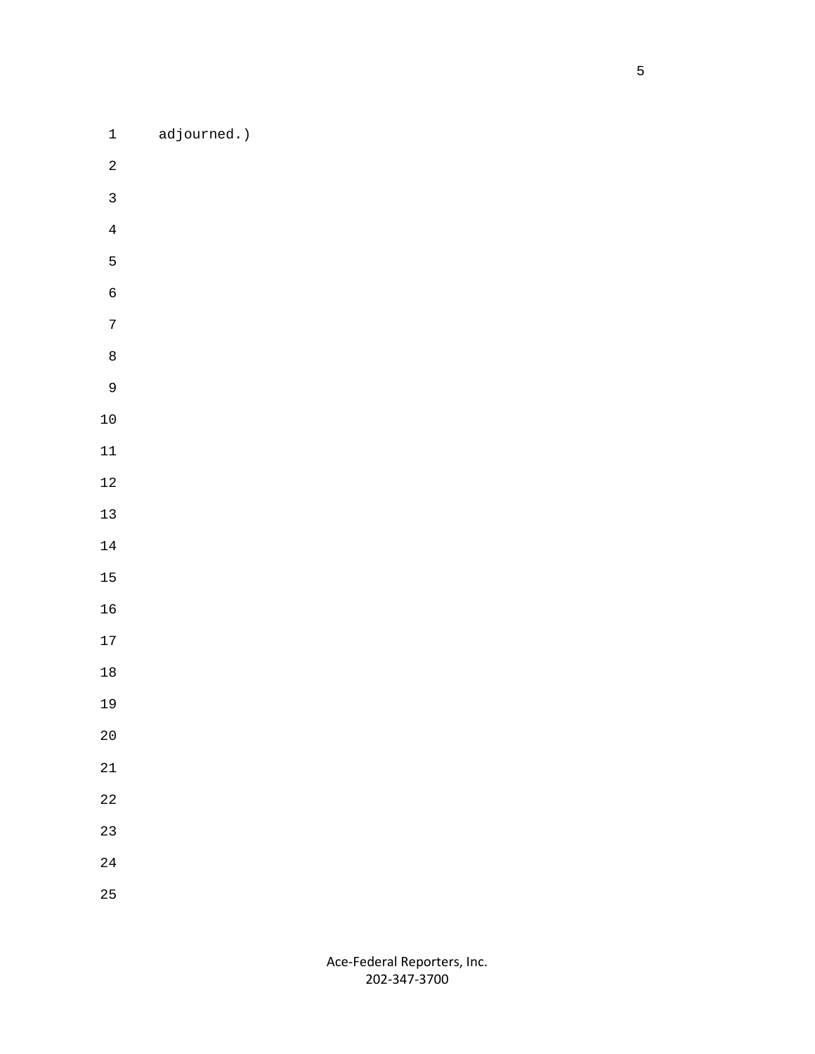adjourned.)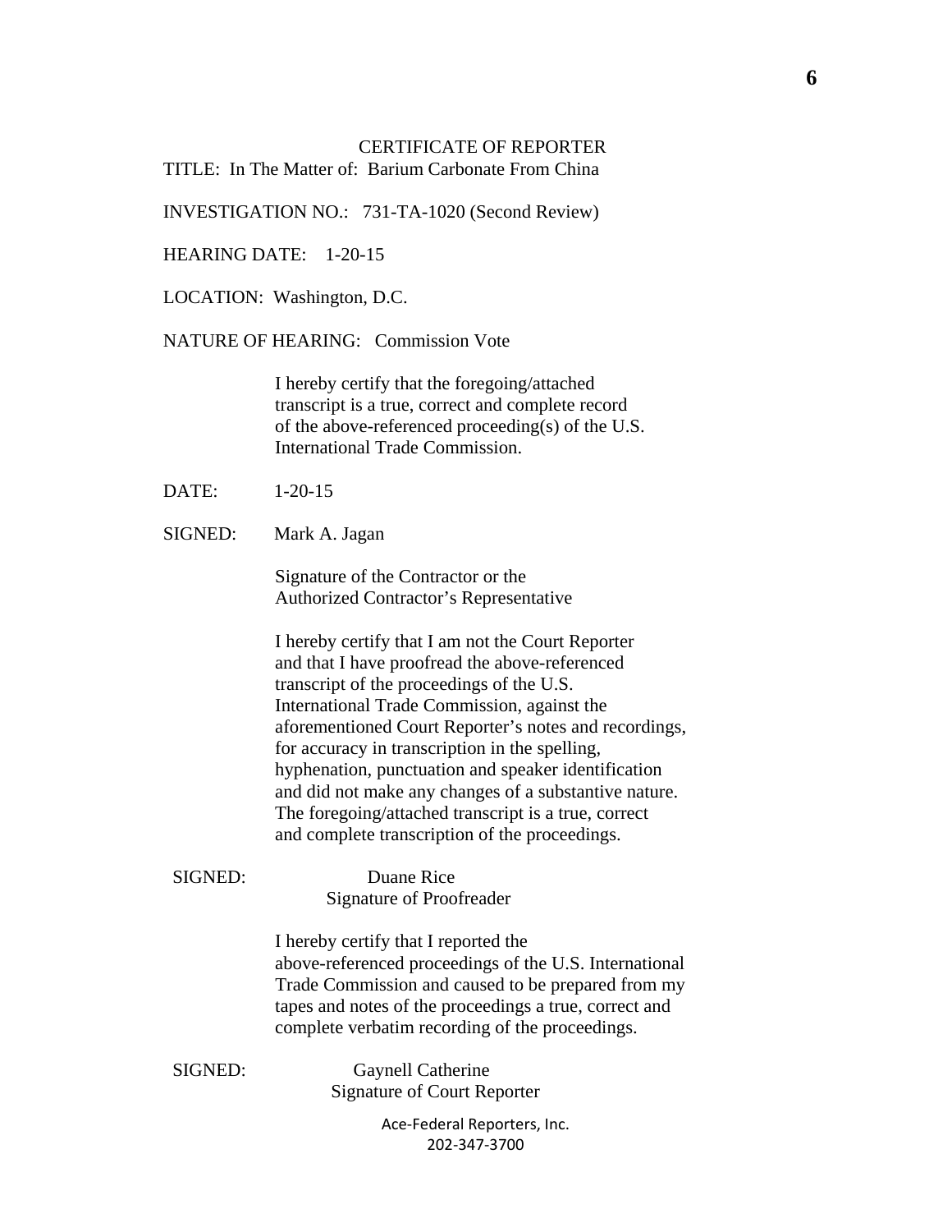# CERTIFICATE OF REPORTER

TITLE: In The Matter of: Barium Carbonate From China

INVESTIGATION NO.: 731-TA-1020 (Second Review)

HEARING DATE: 1-20-15

LOCATION: Washington, D.C.

NATURE OF HEARING: Commission Vote

I hereby certify that the foregoing/attached transcript is a true, correct and complete record of the above-referenced proceeding(s) of the U.S. International Trade Commission.

DATE: 1-20-15

SIGNED: Mark A. Jagan

Signature of the Contractor or the Authorized Contractor's Representative

I hereby certify that I am not the Court Reporter and that I have proofread the above-referenced transcript of the proceedings of the U.S. International Trade Commission, against the aforementioned Court Reporter's notes and recordings, for accuracy in transcription in the spelling, hyphenation, punctuation and speaker identification and did not make any changes of a substantive nature. The foregoing/attached transcript is a true, correct and complete transcription of the proceedings.

SIGNED: Duane Rice
Signature of Proofreader

I hereby certify that I reported the above-referenced proceedings of the U.S. International Trade Commission and caused to be prepared from my tapes and notes of the proceedings a true, correct and complete verbatim recording of the proceedings.

SIGNED: Gaynell Catherine
Signature of Court Reporter